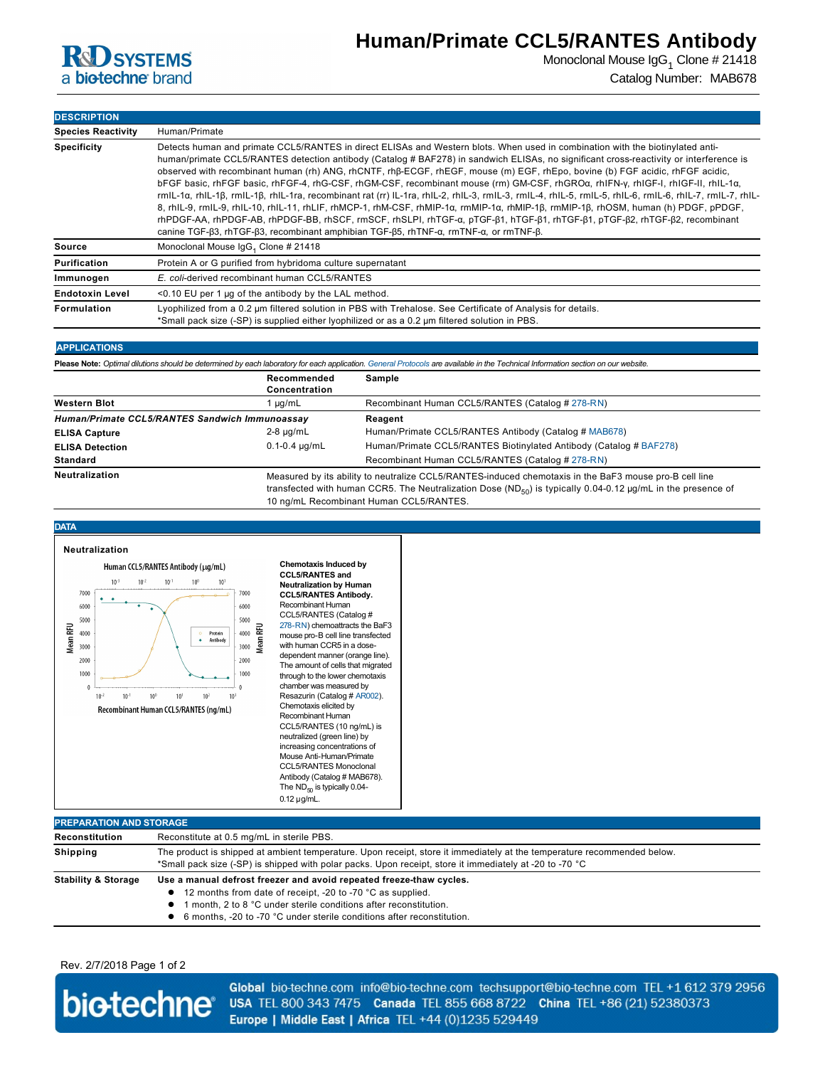# Human/Primate CCL5/RANTES Antibody

Monoclonal Mouse $IgG_1$ Clone # 21418

Catalog Number: MAB678

## DESCRIPTION

| | |
|---|---|
| **Species Reactivity** | Human/Primate |
| **Specificity** | Detects human and primate CCL5/RANTES in direct ELISAs and Western blots. When used in combination with the biotinylated anti-human/primate CCL5/RANTES detection antibody (Catalog # BAF278) in sandwich ELISAs, no significant cross-reactivity or interference is observed with recombinant human (rh) ANG, rhCNTF, rhβ-ECGF, rhEGF, mouse (m) EGF, rhEpo, bovine (b) FGF acidic, rhFGF acidic, bFGF basic, rhFGF basic, rhFGF-4, rhG-CSF, rhGM-CSF, recombinant mouse (rm) GM-CSF, rhGROα, rhIFN-γ, rhIGF-I, rhIGF-II, rhIL-1α, rmIL-1α, rhIL-1β, rmIL-1β, rhIL-1ra, recombinant rat (rr) IL-1ra, rhIL-2, rhIL-3, rmIL-3, rmIL-4, rhIL-5, rmIL-5, rhIL-6, rmIL-6, rhIL-7, rmIL-7, rhIL-8, rhIL-9, rmIL-9, rhIL-10, rhIL-11, rhLIF, rhMCP-1, rhM-CSF, rhMIP-1α, rmMIP-1α, rhMIP-1β, rmMIP-1β, rhOSM, human (h) PDGF, pPDGF, rhPDGF-AA, rhPDGF-AB, rhPDGF-BB, rhSCF, rmSCF, rhSLPI, rhTGF-α, pTGF-β1, hTGF-β1, rhTGF-β1, pTGF-β2, rhTGF-β2, recombinant canine TGF-β3, rhTGF-β3, recombinant amphibian TGF-β5, rhTNF-α, rmTNF-α, or rmTNF-β. |
| **Source** | Monoclonal Mouse $IgG_1$ Clone # 21418 |
| **Purification** | Protein A or G purified from hybridoma culture supernatant |
| **Immunogen** | *E. coli*-derived recombinant human CCL5/RANTES |
| **Endotoxin Level** | <0.10 EU per 1 μg of the antibody by the LAL method. |
| **Formulation** | Lyophilized from a 0.2 μm filtered solution in PBS with Trehalose. See Certificate of Analysis for details.<br>*Small pack size (-SP) is supplied either lyophilized or as a 0.2 μm filtered solution in PBS. |

## APPLICATIONS

**Please Note:** *Optimal dilutions should be determined by each laboratory for each application. General Protocols are available in the Technical Information section on our website.*

| | Recommended Concentration | Sample |
|---|---|---|
| **Western Blot** | 1 μg/mL | Recombinant Human CCL5/RANTES (Catalog # 278-RN) |
| ***Human/Primate CCL5/RANTES Sandwich Immunoassay*** | | **Reagent** |
| **ELISA Capture** | 2-8 μg/mL | Human/Primate CCL5/RANTES Antibody (Catalog # MAB678) |
| **ELISA Detection** | 0.1-0.4 μg/mL | Human/Primate CCL5/RANTES Biotinylated Antibody (Catalog # BAF278) |
| **Standard** | | Recombinant Human CCL5/RANTES (Catalog # 278-RN) |
| **Neutralization** | Measured by its ability to neutralize CCL5/RANTES-induced chemotaxis in the BaF3 mouse pro-B cell line transfected with human CCR5. The Neutralization Dose ($ND_{50}$) is typically 0.04-0.12 μg/mL in the presence of 10 ng/mL Recombinant Human CCL5/RANTES. | |

## DATA

**Neutralization**

**Chemotaxis Induced by CCL5/RANTES and Neutralization by Human CCL5/RANTES Antibody.** Recombinant Human CCL5/RANTES (Catalog # 278-RN) chemoattracts the BaF3 mouse pro-B cell line transfected with human CCR5 in a dose-dependent manner (orange line). The amount of cells that migrated through to the lower chemotaxis chamber was measured by Resazurin (Catalog # AR002). Chemotaxis elicited by Recombinant Human CCL5/RANTES (10 ng/mL) is neutralized (green line) by increasing concentrations of Mouse Anti-Human/Primate CCL5/RANTES Monoclonal Antibody (Catalog # MAB678). The $ND_{50}$ is typically 0.04-0.12 μg/mL.

## PREPARATION AND STORAGE

| | |
|---|---|
| **Reconstitution** | Reconstitute at 0.5 mg/mL in sterile PBS. |
| **Shipping** | The product is shipped at ambient temperature. Upon receipt, store it immediately at the temperature recommended below.<br>*Small pack size (-SP) is shipped with polar packs. Upon receipt, store it immediately at -20 to -70 °C |
| **Stability & Storage** | **Use a manual defrost freezer and avoid repeated freeze-thaw cycles.**<br>● 12 months from date of receipt, -20 to -70 °C as supplied.<br>● 1 month, 2 to 8 °C under sterile conditions after reconstitution.<br>● 6 months, -20 to -70 °C under sterile conditions after reconstitution. |

Rev. 2/7/2018

**Global** bio-techne.com info@bio-techne.com techsupport@bio-techne.com TEL +1 612 379 2956
**USA** TEL 800 343 7475 **Canada** TEL 855 668 8722 **China** TEL +86 (21) 52380373
**Europe | Middle East | Africa** TEL +44 (0)1235 529449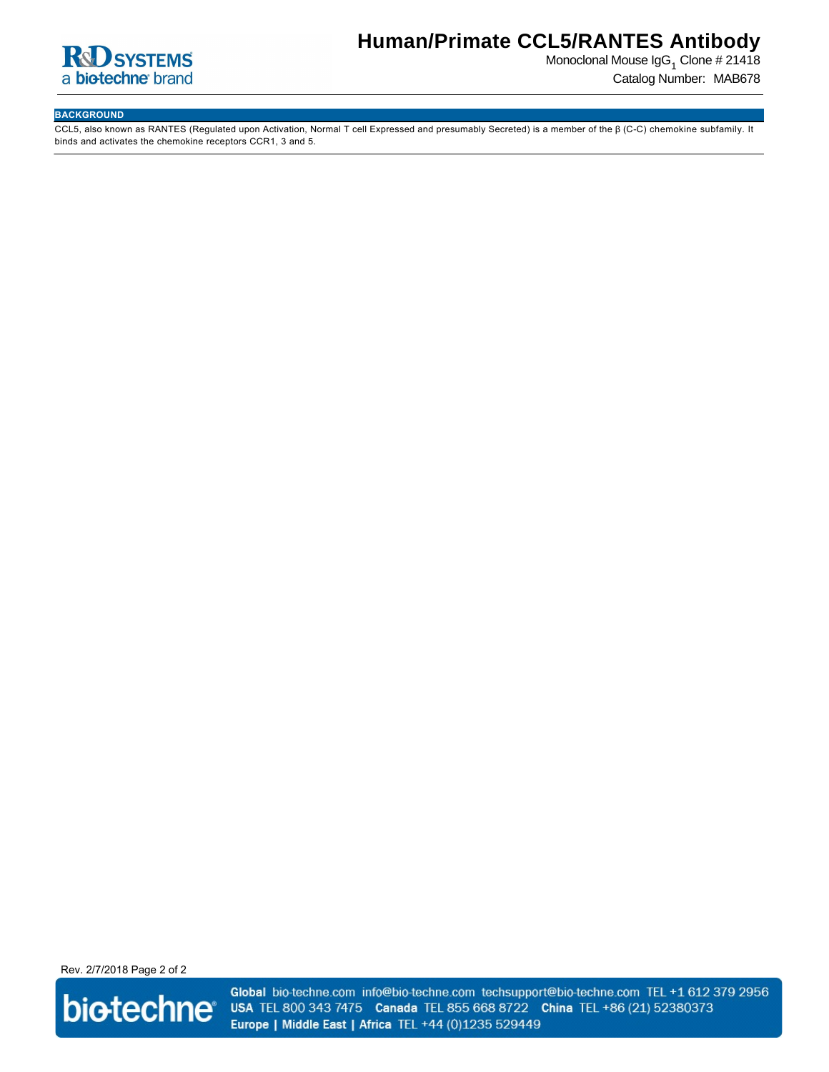## BACKGROUND

CCL5, also known as RANTES (Regulated upon Activation, Normal T cell Expressed and presumably Secreted) is a member of the β (C-C) chemokine subfamily. It binds and activates the chemokine receptors CCR1, 3 and 5.